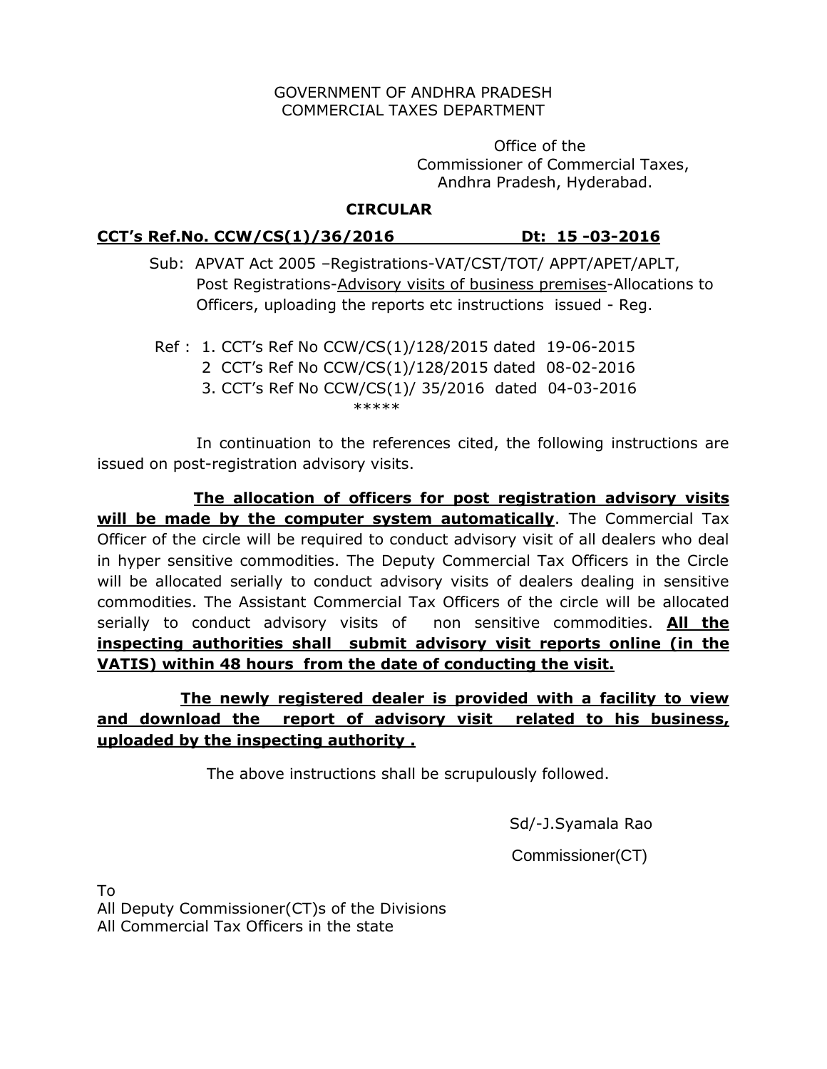GOVERNMENT OF ANDHRA PRADESH
COMMERCIAL TAXES DEPARTMENT

Office of the
Commissioner of Commercial Taxes,
Andhra Pradesh, Hyderabad.

**CIRCULAR**

**CCT's Ref.No. CCW/CS(1)/36/2016 Dt: 15 -03-2016**

Sub: APVAT Act 2005 –Registrations-VAT/CST/TOT/ APPT/APET/APLT, Post Registrations-Advisory visits of business premises-Allocations to Officers, uploading the reports etc instructions issued - Reg.

Ref : 1. CCT's Ref No CCW/CS(1)/128/2015 dated 19-06-2015
2 CCT's Ref No CCW/CS(1)/128/2015 dated 08-02-2016
3. CCT's Ref No CCW/CS(1)/ 35/2016 dated 04-03-2016

*****

In continuation to the references cited, the following instructions are issued on post-registration advisory visits.

**The allocation of officers for post registration advisory visits will be made by the computer system automatically**. The Commercial Tax Officer of the circle will be required to conduct advisory visit of all dealers who deal in hyper sensitive commodities. The Deputy Commercial Tax Officers in the Circle will be allocated serially to conduct advisory visits of dealers dealing in sensitive commodities. The Assistant Commercial Tax Officers of the circle will be allocated serially to conduct advisory visits of non sensitive commodities. **All the inspecting authorities shall submit advisory visit reports online (in the VATIS) within 48 hours from the date of conducting the visit.**

**The newly registered dealer is provided with a facility to view and download the report of advisory visit related to his business, uploaded by the inspecting authority .**

The above instructions shall be scrupulously followed.

Sd/-J.Syamala Rao

Commissioner(CT)

To
All Deputy Commissioner(CT)s of the Divisions
All Commercial Tax Officers in the state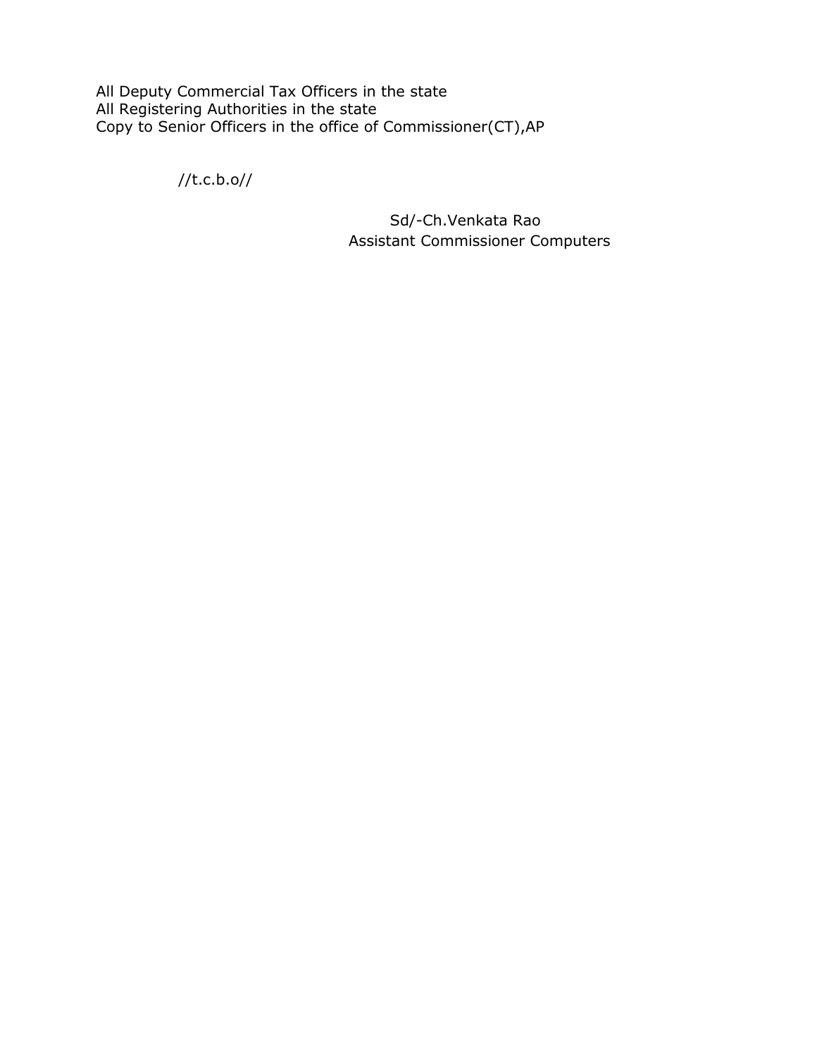All Deputy Commercial Tax Officers in the state
All Registering Authorities in the state
Copy to Senior Officers in the office of Commissioner(CT),AP

//t.c.b.o//

Sd/-Ch.Venkata Rao
Assistant Commissioner Computers